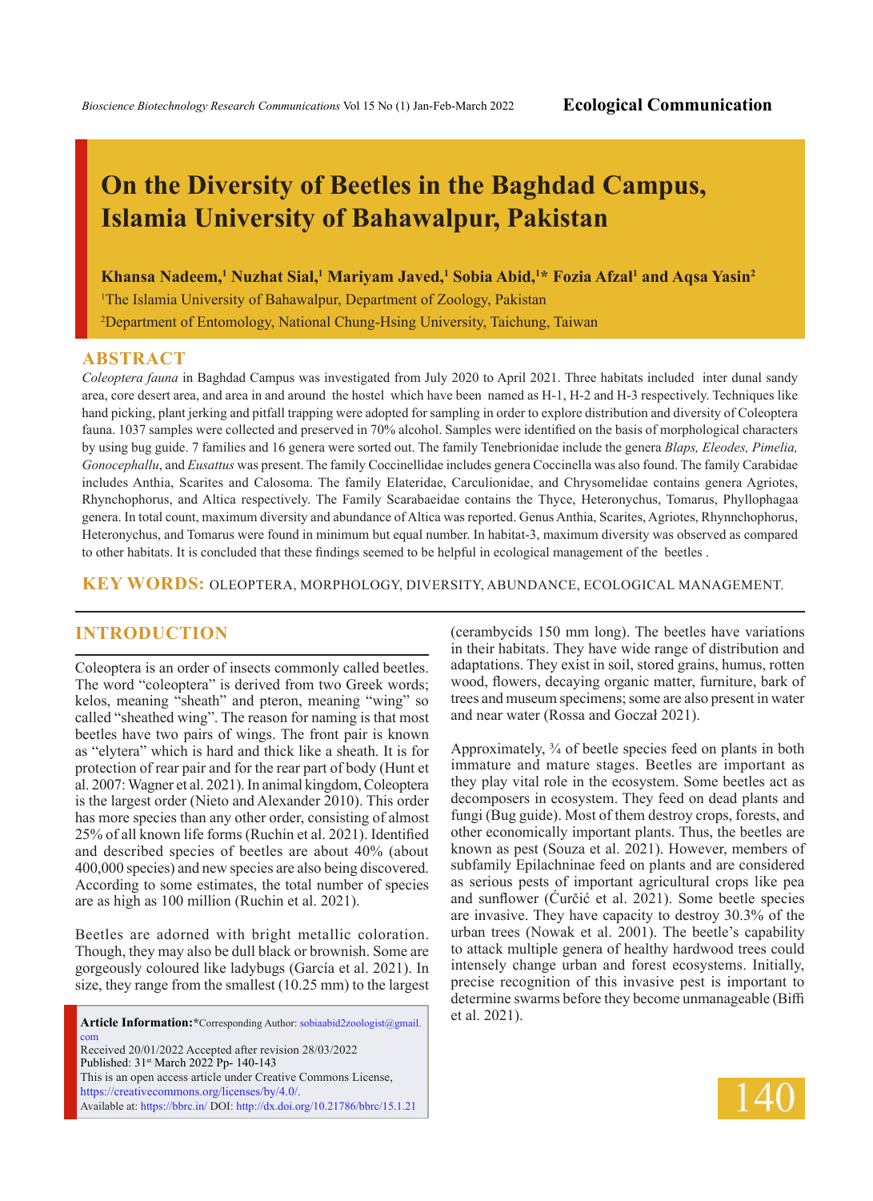Ecological Communication

# On the Diversity of Beetles in the Baghdad Campus, Islamia University of Bahawalpur, Pakistan

**Khansa Nadeem,[1] Nuzhat Sial,[1] Mariyam Javed,[1] Sobia Abid,[1]* Fozia Afzal[1] and Aqsa Yasin[2]**

[1]The Islamia University of Bahawalpur, Department of Zoology, Pakistan

[2]Department of Entomology, National Chung-Hsing University, Taichung, Taiwan

## ABSTRACT

*Coleoptera fauna* in Baghdad Campus was investigated from July 2020 to April 2021. Three habitats included inter dunal sandy area, core desert area, and area in and around the hostel which have been named as H-1, H-2 and H-3 respectively. Techniques like hand picking, plant jerking and pitfall trapping were adopted for sampling in order to explore distribution and diversity of Coleoptera fauna. 1037 samples were collected and preserved in 70% alcohol. Samples were identified on the basis of morphological characters by using bug guide. 7 families and 16 genera were sorted out. The family Tenebrionidae include the genera *Blaps, Eleodes, Pimelia, Gonocephallu*, and *Eusattus* was present. The family Coccinellidae includes genera Coccinella was also found. The family Carabidae includes Anthia, Scarites and Calosoma. The family Elateridae, Carculionidae, and Chrysomelidae contains genera Agriotes, Rhynchophorus, and Altica respectively. The Family Scarabaeidae contains the Thyce, Heteronychus, Tomarus, Phyllophagaa genera. In total count, maximum diversity and abundance of Altica was reported. Genus Anthia, Scarites, Agriotes, Rhynnchophorus, Heteronychus, and Tomarus were found in minimum but equal number. In habitat-3, maximum diversity was observed as compared to other habitats. It is concluded that these findings seemed to be helpful in ecological management of the beetles .

**KEY WORDS:** OLEOPTERA, MORPHOLOGY, DIVERSITY, ABUNDANCE, ECOLOGICAL MANAGEMENT.

## INTRODUCTION

Coleoptera is an order of insects commonly called beetles. The word "coleoptera" is derived from two Greek words; kelos, meaning "sheath" and pteron, meaning "wing" so called "sheathed wing". The reason for naming is that most beetles have two pairs of wings. The front pair is known as "elytera" which is hard and thick like a sheath. It is for protection of rear pair and for the rear part of body (Hunt et al. 2007: Wagner et al. 2021). In animal kingdom, Coleoptera is the largest order (Nieto and Alexander 2010). This order has more species than any other order, consisting of almost 25% of all known life forms (Ruchin et al. 2021). Identified and described species of beetles are about 40% (about 400,000 species) and new species are also being discovered. According to some estimates, the total number of species are as high as 100 million (Ruchin et al. 2021).

Beetles are adorned with bright metallic coloration. Though, they may also be dull black or brownish. Some are gorgeously coloured like ladybugs (García et al. 2021). In size, they range from the smallest (10.25 mm) to the largest (cerambycids 150 mm long). The beetles have variations in their habitats. They have wide range of distribution and adaptations. They exist in soil, stored grains, humus, rotten wood, flowers, decaying organic matter, furniture, bark of trees and museum specimens; some are also present in water and near water (Rossa and Goczał 2021).

Approximately, ¾ of beetle species feed on plants in both immature and mature stages. Beetles are important as they play vital role in the ecosystem. Some beetles act as decomposers in ecosystem. They feed on dead plants and fungi (Bug guide). Most of them destroy crops, forests, and other economically important plants. Thus, the beetles are known as pest (Souza et al. 2021). However, members of subfamily Epilachninae feed on plants and are considered as serious pests of important agricultural crops like pea and sunflower (Ćurčić et al. 2021). Some beetle species are invasive. They have capacity to destroy 30.3% of the urban trees (Nowak et al. 2001). The beetle's capability to attack multiple genera of healthy hardwood trees could intensely change urban and forest ecosystems. Initially, precise recognition of this invasive pest is important to determine swarms before they become unmanageable (Biffi et al. 2021).

**Article Information:***Corresponding Author: sobiaabid2zoologist@gmail.com
Received 20/01/2022 Accepted after revision 28/03/2022
Published: 31st March 2022 Pp- 140-143
This is an open access article under Creative Commons License, https://creativecommons.org/licenses/by/4.0/.
Available at: https://bbrc.in/ DOI: http://dx.doi.org/10.21786/bbrc/15.1.21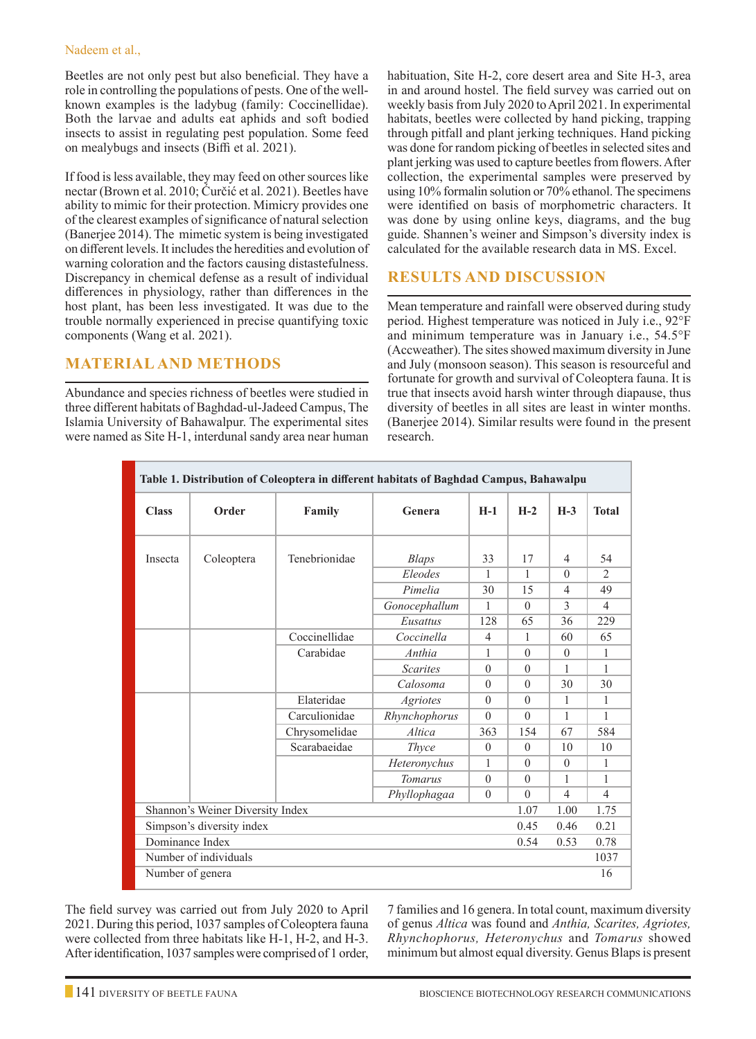Beetles are not only pest but also beneficial. They have a role in controlling the populations of pests. One of the well-known examples is the ladybug (family: Coccinellidae). Both the larvae and adults eat aphids and soft bodied insects to assist in regulating pest population. Some feed on mealybugs and insects (Biffi et al. 2021).

If food is less available, they may feed on other sources like nectar (Brown et al. 2010; Čurčić et al. 2021). Beetles have ability to mimic for their protection. Mimicry provides one of the clearest examples of significance of natural selection (Banerjee 2014). The mimetic system is being investigated on different levels. It includes the heredities and evolution of warning coloration and the factors causing distastefulness. Discrepancy in chemical defense as a result of individual differences in physiology, rather than differences in the host plant, has been less investigated. It was due to the trouble normally experienced in precise quantifying toxic components (Wang et al. 2021).

## MATERIAL AND METHODS

Abundance and species richness of beetles were studied in three different habitats of Baghdad-ul-Jadeed Campus, The Islamia University of Bahawalpur. The experimental sites were named as Site H-1, interdunal sandy area near human habituation, Site H-2, core desert area and Site H-3, area in and around hostel. The field survey was carried out on weekly basis from July 2020 to April 2021. In experimental habitats, beetles were collected by hand picking, trapping through pitfall and plant jerking techniques. Hand picking was done for random picking of beetles in selected sites and plant jerking was used to capture beetles from flowers. After collection, the experimental samples were preserved by using 10% formalin solution or 70% ethanol. The specimens were identified on basis of morphometric characters. It was done by using online keys, diagrams, and the bug guide. Shannen's weiner and Simpson's diversity index is calculated for the available research data in MS. Excel.

## RESULTS AND DISCUSSION

Mean temperature and rainfall were observed during study period. Highest temperature was noticed in July i.e., 92°F and minimum temperature was in January i.e., 54.5°F (Accweather). The sites showed maximum diversity in June and July (monsoon season). This season is resourceful and fortunate for growth and survival of Coleoptera fauna. It is true that insects avoid harsh winter through diapause, thus diversity of beetles in all sites are least in winter months. (Banerjee 2014). Similar results were found in the present research.

**Table 1. Distribution of Coleoptera in different habitats of Baghdad Campus, Bahawalpu**

| Class | Order | Family | Genera | H-1 | H-2 | H-3 | Total |
|---|---|---|---|---|---|---|---|
| Insecta | Coleoptera | Tenebrionidae | *Blaps* | 33 | 17 | 4 | 54 |
| | | | *Eleodes* | 1 | 1 | 0 | 2 |
| | | | *Pimelia* | 30 | 15 | 4 | 49 |
| | | | *Gonocephallum* | 1 | 0 | 3 | 4 |
| | | | *Eusattus* | 128 | 65 | 36 | 229 |
| | | Coccinellidae | *Coccinella* | 4 | 1 | 60 | 65 |
| | | Carabidae | *Anthia* | 1 | 0 | 0 | 1 |
| | | | *Scarites* | 0 | 0 | 1 | 1 |
| | | | *Calosoma* | 0 | 0 | 30 | 30 |
| | | Elateridae | *Agriotes* | 0 | 0 | 1 | 1 |
| | | Carculionidae | *Rhynchophorus* | 0 | 0 | 1 | 1 |
| | | Chrysomelidae | *Altica* | 363 | 154 | 67 | 584 |
| | | Scarabaeidae | *Thyce* | 0 | 0 | 10 | 10 |
| | | | *Heteronychus* | 1 | 0 | 0 | 1 |
| | | | *Tomarus* | 0 | 0 | 1 | 1 |
| | | | *Phyllophagaa* | 0 | 0 | 4 | 4 |
| Shannon's Weiner Diversity Index | | | | | 1.07 | 1.00 | 1.75 |
| Simpson's diversity index | | | | | 0.45 | 0.46 | 0.21 |
| Dominance Index | | | | | 0.54 | 0.53 | 0.78 |
| Number of individuals | | | | | | | 1037 |
| Number of genera | | | | | | | 16 |

The field survey was carried out from July 2020 to April 2021. During this period, 1037 samples of Coleoptera fauna were collected from three habitats like H-1, H-2, and H-3. After identification, 1037 samples were comprised of 1 order, 7 families and 16 genera. In total count, maximum diversity of genus *Altica* was found and *Anthia, Scarites, Agriotes, Rhynchophorus, Heteronychus* and *Tomarus* showed minimum but almost equal diversity. Genus Blaps is present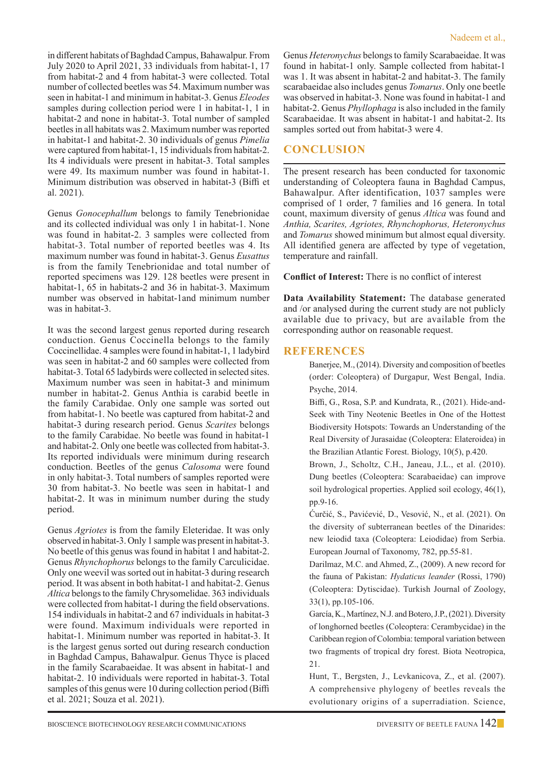in different habitats of Baghdad Campus, Bahawalpur. From July 2020 to April 2021, 33 individuals from habitat-1, 17 from habitat-2 and 4 from habitat-3 were collected. Total number of collected beetles was 54. Maximum number was seen in habitat-1 and minimum in habitat-3. Genus *Eleodes* samples during collection period were 1 in habitat-1, 1 in habitat-2 and none in habitat-3. Total number of sampled beetles in all habitats was 2. Maximum number was reported in habitat-1 and habitat-2. 30 individuals of genus *Pimelia* were captured from habitat-1, 15 individuals from habitat-2. Its 4 individuals were present in habitat-3. Total samples were 49. Its maximum number was found in habitat-1. Minimum distribution was observed in habitat-3 (Biffi et al. 2021).

Genus *Gonocephallum* belongs to family Tenebrionidae and its collected individual was only 1 in habitat-1. None was found in habitat-2. 3 samples were collected from habitat-3. Total number of reported beetles was 4. Its maximum number was found in habitat-3. Genus *Eusattus* is from the family Tenebrionidae and total number of reported specimens was 129. 128 beetles were present in habitat-1, 65 in habitats-2 and 36 in habitat-3. Maximum number was observed in habitat-1and minimum number was in habitat-3.

It was the second largest genus reported during research conduction. Genus Coccinella belongs to the family Coccinellidae. 4 samples were found in habitat-1, 1 ladybird was seen in habitat-2 and 60 samples were collected from habitat-3. Total 65 ladybirds were collected in selected sites. Maximum number was seen in habitat-3 and minimum number in habitat-2. Genus Anthia is carabid beetle in the family Carabidae. Only one sample was sorted out from habitat-1. No beetle was captured from habitat-2 and habitat-3 during research period. Genus *Scarites* belongs to the family Carabidae. No beetle was found in habitat-1 and habitat-2. Only one beetle was collected from habitat-3. Its reported individuals were minimum during research conduction. Beetles of the genus *Calosoma* were found in only habitat-3. Total numbers of samples reported were 30 from habitat-3. No beetle was seen in habitat-1 and habitat-2. It was in minimum number during the study period.

Genus *Agriotes* is from the family Eleteridae. It was only observed in habitat-3. Only 1 sample was present in habitat-3. No beetle of this genus was found in habitat 1 and habitat-2. Genus *Rhynchophorus* belongs to the family Carculicidae. Only one weevil was sorted out in habitat-3 during research period. It was absent in both habitat-1 and habitat-2. Genus *Altica* belongs to the family Chrysomelidae. 363 individuals were collected from habitat-1 during the field observations. 154 individuals in habitat-2 and 67 individuals in habitat-3 were found. Maximum individuals were reported in habitat-1. Minimum number was reported in habitat-3. It is the largest genus sorted out during research conduction in Baghdad Campus, Bahawalpur. Genus Thyce is placed in the family Scarabaeidae. It was absent in habitat-1 and habitat-2. 10 individuals were reported in habitat-3. Total samples of this genus were 10 during collection period (Biffi et al. 2021; Souza et al. 2021).

Genus *Heteronychus* belongs to family Scarabaeidae. It was found in habitat-1 only. Sample collected from habitat-1 was 1. It was absent in habitat-2 and habitat-3. The family scarabaeidae also includes genus *Tomarus*. Only one beetle was observed in habitat-3. None was found in habitat-1 and habitat-2. Genus *Phyllophaga* is also included in the family Scarabaeidae. It was absent in habitat-1 and habitat-2. Its samples sorted out from habitat-3 were 4.

## CONCLUSION

The present research has been conducted for taxonomic understanding of Coleoptera fauna in Baghdad Campus, Bahawalpur. After identification, 1037 samples were comprised of 1 order, 7 families and 16 genera. In total count, maximum diversity of genus *Altica* was found and *Anthia, Scarites, Agriotes, Rhynchophorus, Heteronychus* and *Tomarus* showed minimum but almost equal diversity. All identified genera are affected by type of vegetation, temperature and rainfall.

**Conflict of Interest:** There is no conflict of interest

**Data Availability Statement:** The database generated and /or analysed during the current study are not publicly available due to privacy, but are available from the corresponding author on reasonable request.

## REFERENCES

Banerjee, M., (2014). Diversity and composition of beetles (order: Coleoptera) of Durgapur, West Bengal, India. Psyche, 2014.

Biffi, G., Rosa, S.P. and Kundrata, R., (2021). Hide-and-Seek with Tiny Neotenic Beetles in One of the Hottest Biodiversity Hotspots: Towards an Understanding of the Real Diversity of Jurasaidae (Coleoptera: Elateroidea) in the Brazilian Atlantic Forest. Biology, 10(5), p.420.

Brown, J., Scholtz, C.H., Janeau, J.L., et al. (2010). Dung beetles (Coleoptera: Scarabaeidae) can improve soil hydrological properties. Applied soil ecology, 46(1), pp.9-16.

Ćurčić, S., Pavićević, D., Vesović, N., et al. (2021). On the diversity of subterranean beetles of the Dinarides: new leiodid taxa (Coleoptera: Leiodidae) from Serbia. European Journal of Taxonomy, 782, pp.55-81.

Darilmaz, M.C. and Ahmed, Z., (2009). A new record for the fauna of Pakistan: *Hydaticus leander* (Rossi, 1790) (Coleoptera: Dytiscidae). Turkish Journal of Zoology, 33(1), pp.105-106.

García, K., Martínez, N.J. and Botero, J.P., (2021). Diversity of longhorned beetles (Coleoptera: Cerambycidae) in the Caribbean region of Colombia: temporal variation between two fragments of tropical dry forest. Biota Neotropica, 21.

Hunt, T., Bergsten, J., Levkanicova, Z., et al. (2007). A comprehensive phylogeny of beetles reveals the evolutionary origins of a superradiation. Science,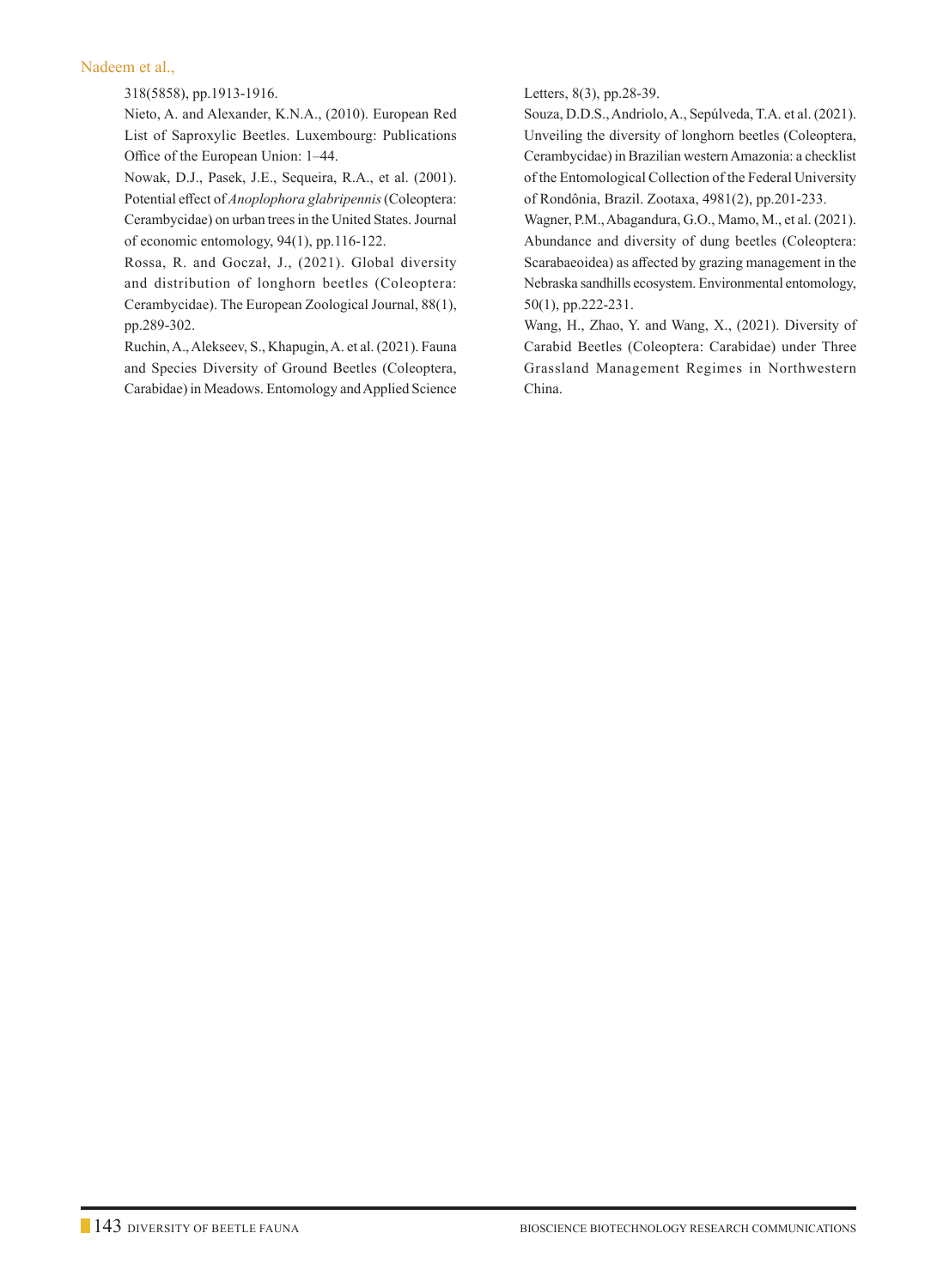318(5858), pp.1913-1916.

Nieto, A. and Alexander, K.N.A., (2010). European Red List of Saproxylic Beetles. Luxembourg: Publications Office of the European Union: 1–44.

Nowak, D.J., Pasek, J.E., Sequeira, R.A., et al. (2001). Potential effect of *Anoplophora glabripennis* (Coleoptera: Cerambycidae) on urban trees in the United States. Journal of economic entomology, 94(1), pp.116-122.

Rossa, R. and Goczał, J., (2021). Global diversity and distribution of longhorn beetles (Coleoptera: Cerambycidae). The European Zoological Journal, 88(1), pp.289-302.

Ruchin, A., Alekseev, S., Khapugin, A. et al. (2021). Fauna and Species Diversity of Ground Beetles (Coleoptera, Carabidae) in Meadows. Entomology and Applied Science Letters, 8(3), pp.28-39.

Souza, D.D.S., Andriolo, A., Sepúlveda, T.A. et al. (2021). Unveiling the diversity of longhorn beetles (Coleoptera, Cerambycidae) in Brazilian western Amazonia: a checklist of the Entomological Collection of the Federal University of Rondônia, Brazil. Zootaxa, 4981(2), pp.201-233.

Wagner, P.M., Abagandura, G.O., Mamo, M., et al. (2021). Abundance and diversity of dung beetles (Coleoptera: Scarabaeoidea) as affected by grazing management in the Nebraska sandhills ecosystem. Environmental entomology, 50(1), pp.222-231.

Wang, H., Zhao, Y. and Wang, X., (2021). Diversity of Carabid Beetles (Coleoptera: Carabidae) under Three Grassland Management Regimes in Northwestern China.